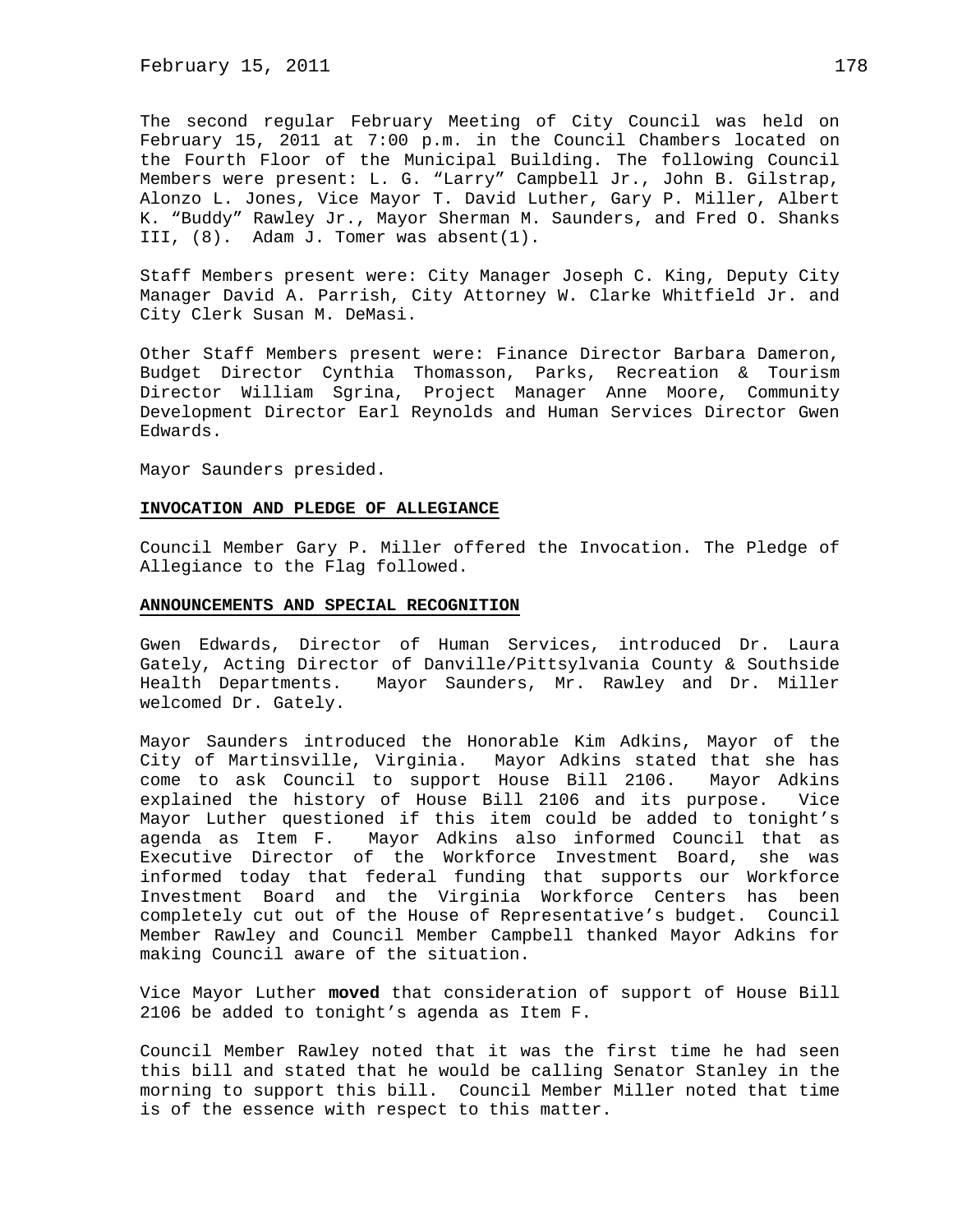The second regular February Meeting of City Council was held on February 15, 2011 at 7:00 p.m. in the Council Chambers located on the Fourth Floor of the Municipal Building. The following Council Members were present: L. G. "Larry" Campbell Jr., John B. Gilstrap, Alonzo L. Jones, Vice Mayor T. David Luther, Gary P. Miller, Albert K. "Buddy" Rawley Jr., Mayor Sherman M. Saunders, and Fred O. Shanks III, (8). Adam J. Tomer was absent(1).

Staff Members present were: City Manager Joseph C. King, Deputy City Manager David A. Parrish, City Attorney W. Clarke Whitfield Jr. and City Clerk Susan M. DeMasi.

Other Staff Members present were: Finance Director Barbara Dameron, Budget Director Cynthia Thomasson, Parks, Recreation & Tourism Director William Sgrina, Project Manager Anne Moore, Community Development Director Earl Reynolds and Human Services Director Gwen Edwards.

Mayor Saunders presided.

**INVOCATION AND PLEDGE OF ALLEGIANCE**

Council Member Gary P. Miller offered the Invocation. The Pledge of Allegiance to the Flag followed.

**ANNOUNCEMENTS AND SPECIAL RECOGNITION**

Gwen Edwards, Director of Human Services, introduced Dr. Laura Gately, Acting Director of Danville/Pittsylvania County & Southside Health Departments. Mayor Saunders, Mr. Rawley and Dr. Miller welcomed Dr. Gately.

Mayor Saunders introduced the Honorable Kim Adkins, Mayor of the City of Martinsville, Virginia. Mayor Adkins stated that she has come to ask Council to support House Bill 2106. Mayor Adkins explained the history of House Bill 2106 and its purpose. Vice Mayor Luther questioned if this item could be added to tonight's agenda as Item F. Mayor Adkins also informed Council that as Executive Director of the Workforce Investment Board, she was informed today that federal funding that supports our Workforce Investment Board and the Virginia Workforce Centers has been completely cut out of the House of Representative's budget. Council Member Rawley and Council Member Campbell thanked Mayor Adkins for making Council aware of the situation.

Vice Mayor Luther **moved** that consideration of support of House Bill 2106 be added to tonight's agenda as Item F.

Council Member Rawley noted that it was the first time he had seen this bill and stated that he would be calling Senator Stanley in the morning to support this bill. Council Member Miller noted that time is of the essence with respect to this matter.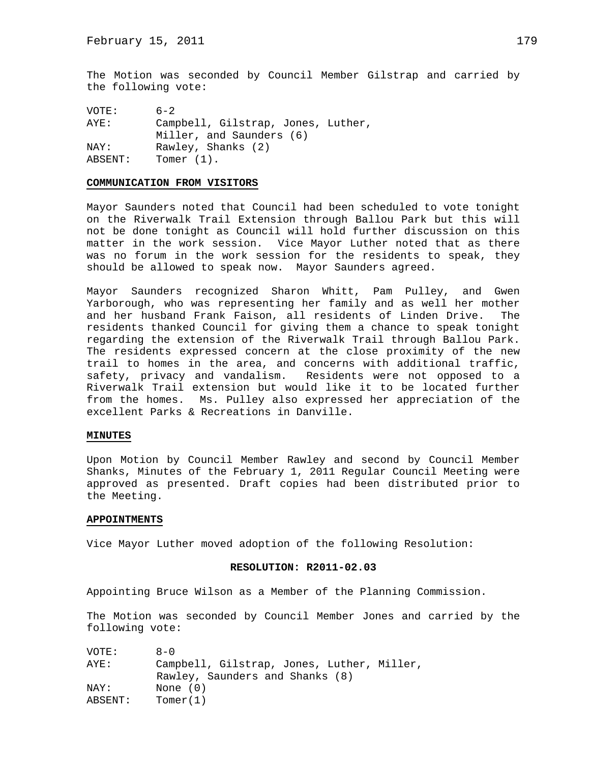The Motion was seconded by Council Member Gilstrap and carried by the following vote:

| | |
|---|---|
| VOTE: | 6-2 |
| AYE: | Campbell, Gilstrap, Jones, Luther, Miller, and Saunders (6) |
| NAY: | Rawley, Shanks (2) |
| ABSENT: | Tomer (1). |

**COMMUNICATION FROM VISITORS**

Mayor Saunders noted that Council had been scheduled to vote tonight on the Riverwalk Trail Extension through Ballou Park but this will not be done tonight as Council will hold further discussion on this matter in the work session. Vice Mayor Luther noted that as there was no forum in the work session for the residents to speak, they should be allowed to speak now. Mayor Saunders agreed.

Mayor Saunders recognized Sharon Whitt, Pam Pulley, and Gwen Yarborough, who was representing her family and as well her mother and her husband Frank Faison, all residents of Linden Drive. The residents thanked Council for giving them a chance to speak tonight regarding the extension of the Riverwalk Trail through Ballou Park. The residents expressed concern at the close proximity of the new trail to homes in the area, and concerns with additional traffic, safety, privacy and vandalism. Residents were not opposed to a Riverwalk Trail extension but would like it to be located further from the homes. Ms. Pulley also expressed her appreciation of the excellent Parks & Recreations in Danville.

**MINUTES**

Upon Motion by Council Member Rawley and second by Council Member Shanks, Minutes of the February 1, 2011 Regular Council Meeting were approved as presented. Draft copies had been distributed prior to the Meeting.

**APPOINTMENTS**

Vice Mayor Luther moved adoption of the following Resolution:

**RESOLUTION: R2011-02.03**

Appointing Bruce Wilson as a Member of the Planning Commission.

The Motion was seconded by Council Member Jones and carried by the following vote:

| | |
|---|---|
| VOTE: | 8-0 |
| AYE: | Campbell, Gilstrap, Jones, Luther, Miller, Rawley, Saunders and Shanks (8) |
| NAY: | None (0) |
| ABSENT: | Tomer(1) |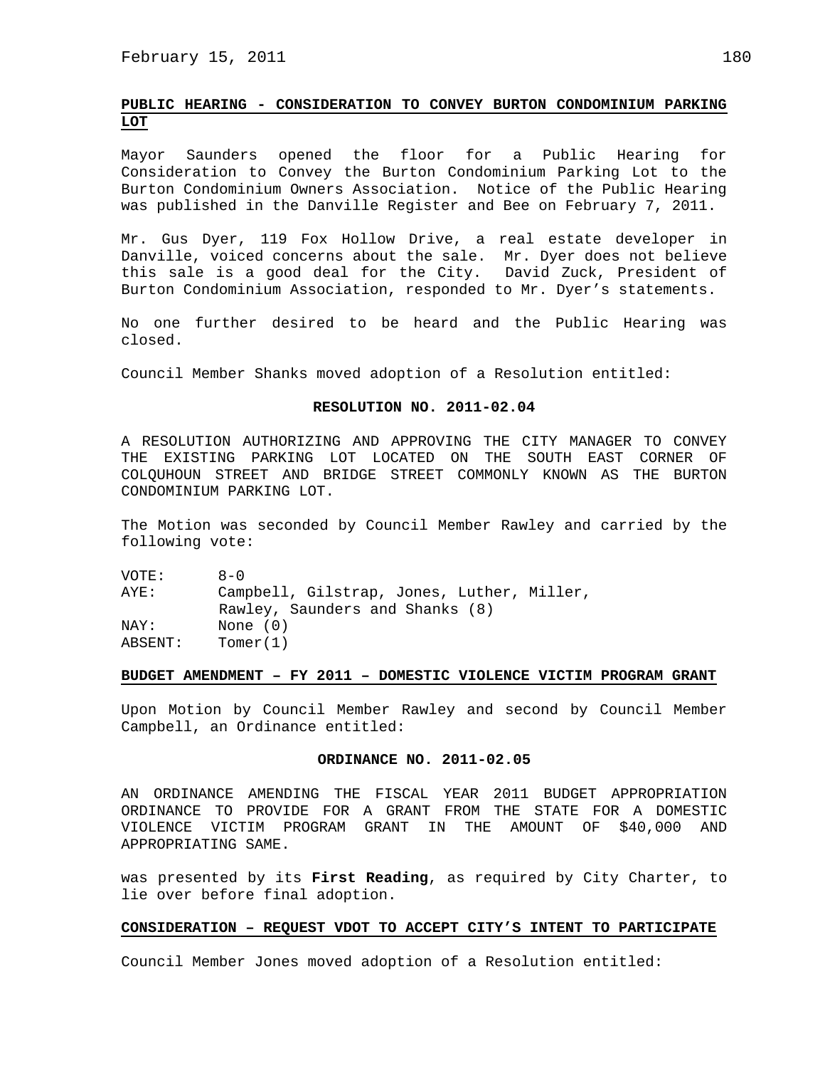**PUBLIC HEARING - CONSIDERATION TO CONVEY BURTON CONDOMINIUM PARKING LOT**

Mayor Saunders opened the floor for a Public Hearing for Consideration to Convey the Burton Condominium Parking Lot to the Burton Condominium Owners Association. Notice of the Public Hearing was published in the Danville Register and Bee on February 7, 2011.

Mr. Gus Dyer, 119 Fox Hollow Drive, a real estate developer in Danville, voiced concerns about the sale. Mr. Dyer does not believe this sale is a good deal for the City. David Zuck, President of Burton Condominium Association, responded to Mr. Dyer's statements.

No one further desired to be heard and the Public Hearing was closed.

Council Member Shanks moved adoption of a Resolution entitled:

**RESOLUTION NO. 2011-02.04**

A RESOLUTION AUTHORIZING AND APPROVING THE CITY MANAGER TO CONVEY THE EXISTING PARKING LOT LOCATED ON THE SOUTH EAST CORNER OF COLQUHOUN STREET AND BRIDGE STREET COMMONLY KNOWN AS THE BURTON CONDOMINIUM PARKING LOT.

The Motion was seconded by Council Member Rawley and carried by the following vote:

VOTE: 8-0
AYE: Campbell, Gilstrap, Jones, Luther, Miller, Rawley, Saunders and Shanks (8)
NAY: None (0)
ABSENT: Tomer(1)

**BUDGET AMENDMENT – FY 2011 – DOMESTIC VIOLENCE VICTIM PROGRAM GRANT**

Upon Motion by Council Member Rawley and second by Council Member Campbell, an Ordinance entitled:

**ORDINANCE NO. 2011-02.05**

AN ORDINANCE AMENDING THE FISCAL YEAR 2011 BUDGET APPROPRIATION ORDINANCE TO PROVIDE FOR A GRANT FROM THE STATE FOR A DOMESTIC VIOLENCE VICTIM PROGRAM GRANT IN THE AMOUNT OF $40,000 AND APPROPRIATING SAME.

was presented by its **First Reading**, as required by City Charter, to lie over before final adoption.

**CONSIDERATION – REQUEST VDOT TO ACCEPT CITY'S INTENT TO PARTICIPATE**

Council Member Jones moved adoption of a Resolution entitled: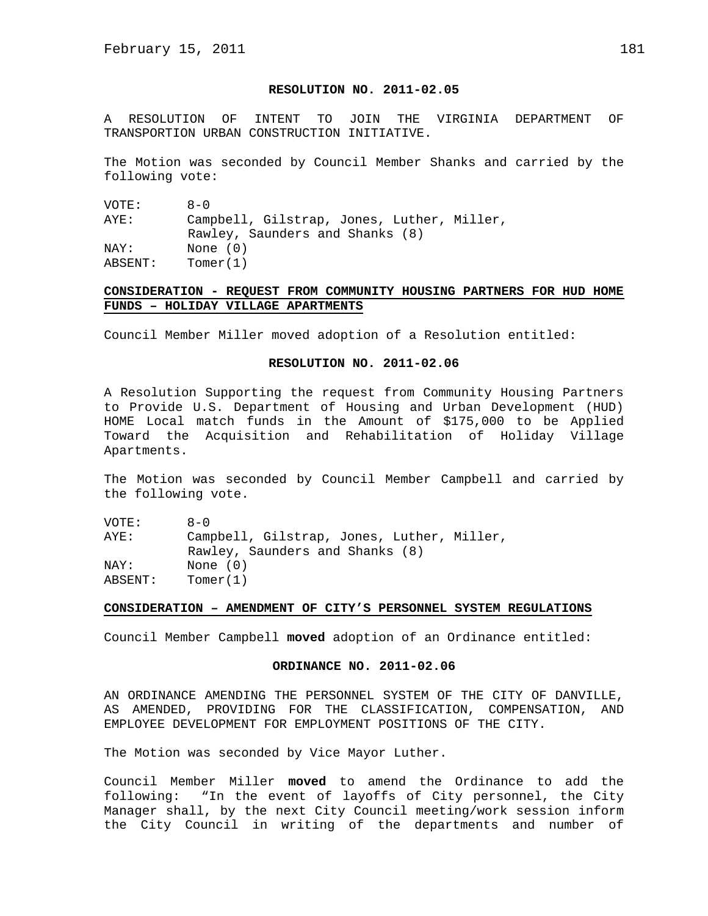**RESOLUTION NO. 2011-02.05**

A RESOLUTION OF INTENT TO JOIN THE VIRGINIA DEPARTMENT OF TRANSPORTION URBAN CONSTRUCTION INITIATIVE.

The Motion was seconded by Council Member Shanks and carried by the following vote:

VOTE: 8-0
AYE: Campbell, Gilstrap, Jones, Luther, Miller, Rawley, Saunders and Shanks (8)
NAY: None (0)
ABSENT: Tomer(1)

**CONSIDERATION - REQUEST FROM COMMUNITY HOUSING PARTNERS FOR HUD HOME FUNDS – HOLIDAY VILLAGE APARTMENTS**

Council Member Miller moved adoption of a Resolution entitled:

**RESOLUTION NO. 2011-02.06**

A Resolution Supporting the request from Community Housing Partners to Provide U.S. Department of Housing and Urban Development (HUD) HOME Local match funds in the Amount of $175,000 to be Applied Toward the Acquisition and Rehabilitation of Holiday Village Apartments.

The Motion was seconded by Council Member Campbell and carried by the following vote.

VOTE: 8-0
AYE: Campbell, Gilstrap, Jones, Luther, Miller, Rawley, Saunders and Shanks (8)
NAY: None (0)
ABSENT: Tomer(1)

**CONSIDERATION – AMENDMENT OF CITY'S PERSONNEL SYSTEM REGULATIONS**

Council Member Campbell **moved** adoption of an Ordinance entitled:

**ORDINANCE NO. 2011-02.06**

AN ORDINANCE AMENDING THE PERSONNEL SYSTEM OF THE CITY OF DANVILLE, AS AMENDED, PROVIDING FOR THE CLASSIFICATION, COMPENSATION, AND EMPLOYEE DEVELOPMENT FOR EMPLOYMENT POSITIONS OF THE CITY.

The Motion was seconded by Vice Mayor Luther.

Council Member Miller **moved** to amend the Ordinance to add the following: "In the event of layoffs of City personnel, the City Manager shall, by the next City Council meeting/work session inform the City Council in writing of the departments and number of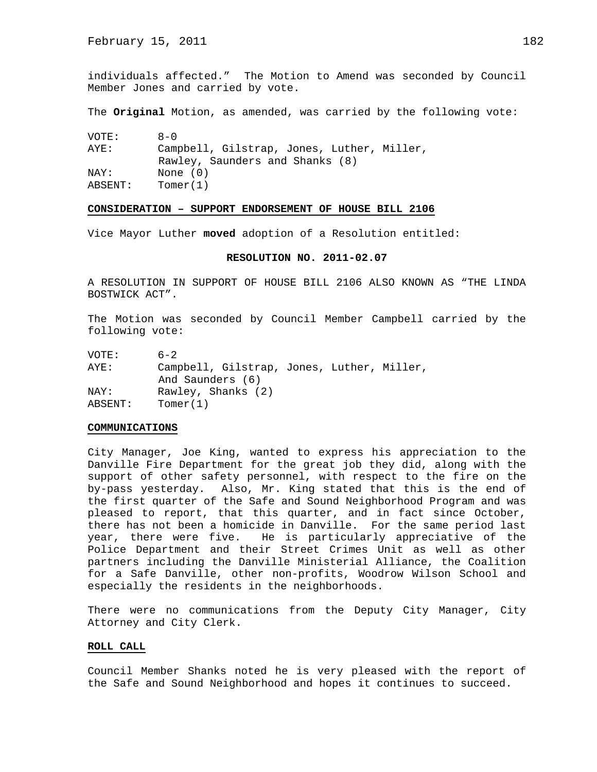individuals affected." The Motion to Amend was seconded by Council Member Jones and carried by vote.

The **Original** Motion, as amended, was carried by the following vote:

| | |
|---|---|
| VOTE: | 8-0 |
| AYE: | Campbell, Gilstrap, Jones, Luther, Miller, Rawley, Saunders and Shanks (8) |
| NAY: | None (0) |
| ABSENT: | Tomer(1) |

**CONSIDERATION – SUPPORT ENDORSEMENT OF HOUSE BILL 2106**

Vice Mayor Luther **moved** adoption of a Resolution entitled:

**RESOLUTION NO. 2011-02.07**

A RESOLUTION IN SUPPORT OF HOUSE BILL 2106 ALSO KNOWN AS "THE LINDA BOSTWICK ACT".

The Motion was seconded by Council Member Campbell carried by the following vote:

| | |
|---|---|
| VOTE: | 6-2 |
| AYE: | Campbell, Gilstrap, Jones, Luther, Miller, And Saunders (6) |
| NAY: | Rawley, Shanks (2) |
| ABSENT: | Tomer(1) |

**COMMUNICATIONS**

City Manager, Joe King, wanted to express his appreciation to the Danville Fire Department for the great job they did, along with the support of other safety personnel, with respect to the fire on the by-pass yesterday. Also, Mr. King stated that this is the end of the first quarter of the Safe and Sound Neighborhood Program and was pleased to report, that this quarter, and in fact since October, there has not been a homicide in Danville. For the same period last year, there were five. He is particularly appreciative of the Police Department and their Street Crimes Unit as well as other partners including the Danville Ministerial Alliance, the Coalition for a Safe Danville, other non-profits, Woodrow Wilson School and especially the residents in the neighborhoods.

There were no communications from the Deputy City Manager, City Attorney and City Clerk.

**ROLL CALL**

Council Member Shanks noted he is very pleased with the report of the Safe and Sound Neighborhood and hopes it continues to succeed.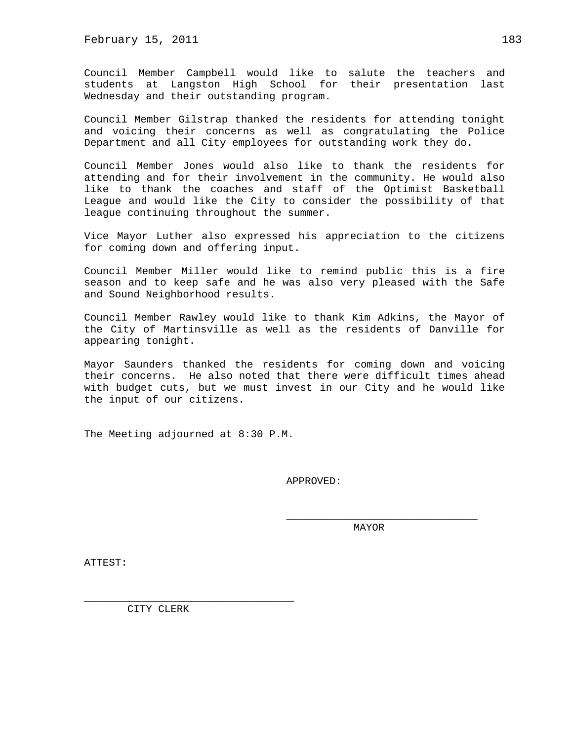Council Member Campbell would like to salute the teachers and students at Langston High School for their presentation last Wednesday and their outstanding program.

Council Member Gilstrap thanked the residents for attending tonight and voicing their concerns as well as congratulating the Police Department and all City employees for outstanding work they do.

Council Member Jones would also like to thank the residents for attending and for their involvement in the community. He would also like to thank the coaches and staff of the Optimist Basketball League and would like the City to consider the possibility of that league continuing throughout the summer.

Vice Mayor Luther also expressed his appreciation to the citizens for coming down and offering input.

Council Member Miller would like to remind public this is a fire season and to keep safe and he was also very pleased with the Safe and Sound Neighborhood results.

Council Member Rawley would like to thank Kim Adkins, the Mayor of the City of Martinsville as well as the residents of Danville for appearing tonight.

Mayor Saunders thanked the residents for coming down and voicing their concerns. He also noted that there were difficult times ahead with budget cuts, but we must invest in our City and he would like the input of our citizens.

The Meeting adjourned at 8:30 P.M.

APPROVED:

\_\_\_\_\_\_\_\_\_\_\_\_\_\_\_\_\_\_\_\_\_\_\_\_\_\_\_\_\_\_\_\_

MAYOR

ATTEST:

\_\_\_\_\_\_\_\_\_\_\_\_\_\_\_\_\_\_\_\_\_\_\_\_\_\_\_\_\_\_\_\_

CITY CLERK